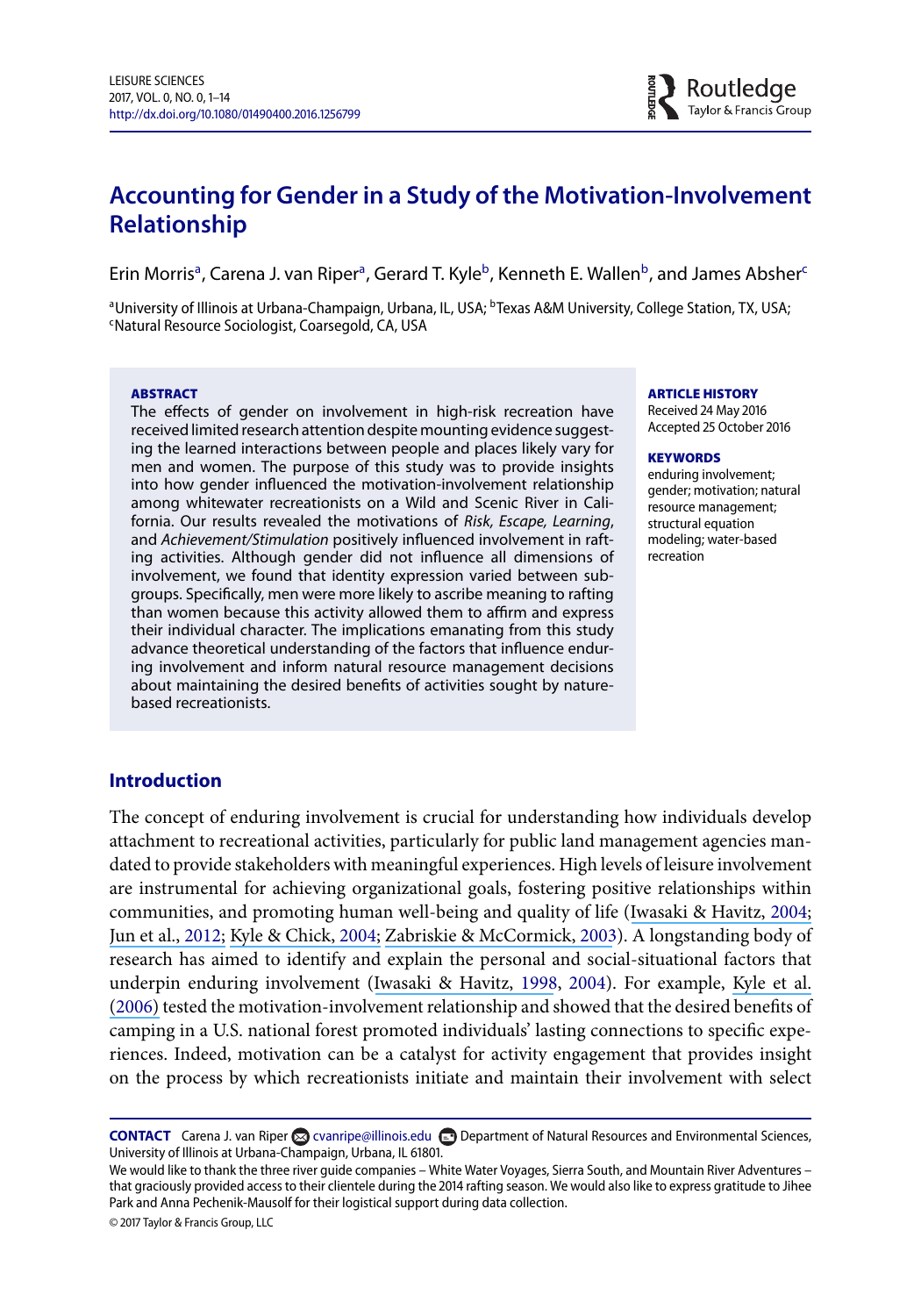# Accounting for Gender in a Study of the Motivation-Involvement Relationship

Erin Morris[a], Carena J. van Riper[a], Gerard T. Kyle[b], Kenneth E. Wallen[b], and James Absher[c]

[a]University of Illinois at Urbana-Champaign, Urbana, IL, USA; [b]Texas A&M University, College Station, TX, USA; [c]Natural Resource Sociologist, Coarsegold, CA, USA

**ABSTRACT**

The effects of gender on involvement in high-risk recreation have received limited research attention despite mounting evidence suggesting the learned interactions between people and places likely vary for men and women. The purpose of this study was to provide insights into how gender influenced the motivation-involvement relationship among whitewater recreationists on a Wild and Scenic River in California. Our results revealed the motivations of *Risk, Escape, Learning*, and *Achievement/Stimulation* positively influenced involvement in rafting activities. Although gender did not influence all dimensions of involvement, we found that identity expression varied between subgroups. Specifically, men were more likely to ascribe meaning to rafting than women because this activity allowed them to affirm and express their individual character. The implications emanating from this study advance theoretical understanding of the factors that influence enduring involvement and inform natural resource management decisions about maintaining the desired benefits of activities sought by nature-based recreationists.

**ARTICLE HISTORY**

Received 24 May 2016
Accepted 25 October 2016

**KEYWORDS**

enduring involvement; gender; motivation; natural resource management; structural equation modeling; water-based recreation

## Introduction

The concept of enduring involvement is crucial for understanding how individuals develop attachment to recreational activities, particularly for public land management agencies mandated to provide stakeholders with meaningful experiences. High levels of leisure involvement are instrumental for achieving organizational goals, fostering positive relationships within communities, and promoting human well-being and quality of life (Iwasaki & Havitz, 2004; Jun et al., 2012; Kyle & Chick, 2004; Zabriskie & McCormick, 2003). A longstanding body of research has aimed to identify and explain the personal and social-situational factors that underpin enduring involvement (Iwasaki & Havitz, 1998, 2004). For example, Kyle et al. (2006) tested the motivation-involvement relationship and showed that the desired benefits of camping in a U.S. national forest promoted individuals' lasting connections to specific experiences. Indeed, motivation can be a catalyst for activity engagement that provides insight on the process by which recreationists initiate and maintain their involvement with select

---

**CONTACT** Carena J. van Riper cvanripe@illinois.edu Department of Natural Resources and Environmental Sciences, University of Illinois at Urbana-Champaign, Urbana, IL 61801.

We would like to thank the three river guide companies – White Water Voyages, Sierra South, and Mountain River Adventures – that graciously provided access to their clientele during the 2014 rafting season. We would also like to express gratitude to Jihee Park and Anna Pechenik-Mausolf for their logistical support during data collection.

© 2017 Taylor & Francis Group, LLC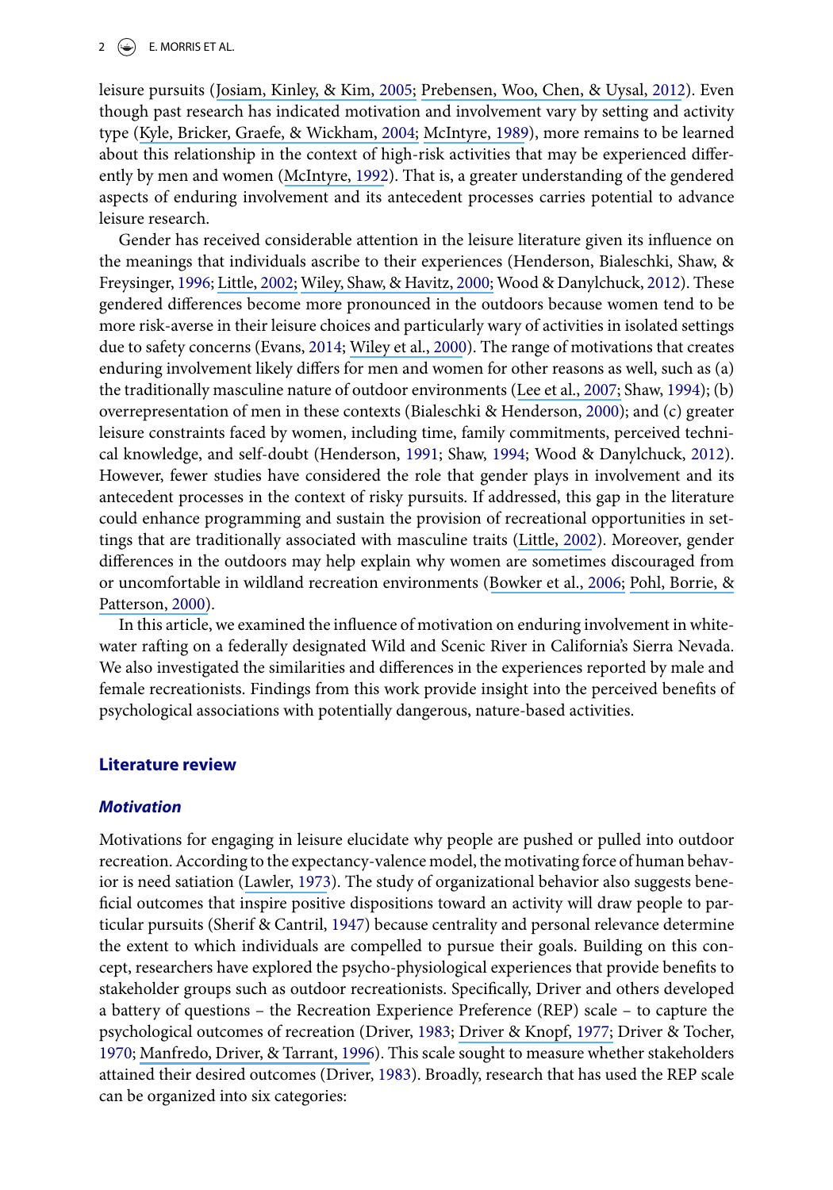leisure pursuits (Josiam, Kinley, & Kim, 2005; Prebensen, Woo, Chen, & Uysal, 2012). Even though past research has indicated motivation and involvement vary by setting and activity type (Kyle, Bricker, Graefe, & Wickham, 2004; McIntyre, 1989), more remains to be learned about this relationship in the context of high-risk activities that may be experienced differently by men and women (McIntyre, 1992). That is, a greater understanding of the gendered aspects of enduring involvement and its antecedent processes carries potential to advance leisure research.

Gender has received considerable attention in the leisure literature given its influence on the meanings that individuals ascribe to their experiences (Henderson, Bialeschki, Shaw, & Freysinger, 1996; Little, 2002; Wiley, Shaw, & Havitz, 2000; Wood & Danylchuck, 2012). These gendered differences become more pronounced in the outdoors because women tend to be more risk-averse in their leisure choices and particularly wary of activities in isolated settings due to safety concerns (Evans, 2014; Wiley et al., 2000). The range of motivations that creates enduring involvement likely differs for men and women for other reasons as well, such as (a) the traditionally masculine nature of outdoor environments (Lee et al., 2007; Shaw, 1994); (b) overrepresentation of men in these contexts (Bialeschki & Henderson, 2000); and (c) greater leisure constraints faced by women, including time, family commitments, perceived technical knowledge, and self-doubt (Henderson, 1991; Shaw, 1994; Wood & Danylchuck, 2012). However, fewer studies have considered the role that gender plays in involvement and its antecedent processes in the context of risky pursuits. If addressed, this gap in the literature could enhance programming and sustain the provision of recreational opportunities in settings that are traditionally associated with masculine traits (Little, 2002). Moreover, gender differences in the outdoors may help explain why women are sometimes discouraged from or uncomfortable in wildland recreation environments (Bowker et al., 2006; Pohl, Borrie, & Patterson, 2000).

In this article, we examined the influence of motivation on enduring involvement in whitewater rafting on a federally designated Wild and Scenic River in California's Sierra Nevada. We also investigated the similarities and differences in the experiences reported by male and female recreationists. Findings from this work provide insight into the perceived benefits of psychological associations with potentially dangerous, nature-based activities.

## Literature review

### *Motivation*

Motivations for engaging in leisure elucidate why people are pushed or pulled into outdoor recreation. According to the expectancy-valence model, the motivating force of human behavior is need satiation (Lawler, 1973). The study of organizational behavior also suggests beneficial outcomes that inspire positive dispositions toward an activity will draw people to particular pursuits (Sherif & Cantril, 1947) because centrality and personal relevance determine the extent to which individuals are compelled to pursue their goals. Building on this concept, researchers have explored the psycho-physiological experiences that provide benefits to stakeholder groups such as outdoor recreationists. Specifically, Driver and others developed a battery of questions – the Recreation Experience Preference (REP) scale – to capture the psychological outcomes of recreation (Driver, 1983; Driver & Knopf, 1977; Driver & Tocher, 1970; Manfredo, Driver, & Tarrant, 1996). This scale sought to measure whether stakeholders attained their desired outcomes (Driver, 1983). Broadly, research that has used the REP scale can be organized into six categories: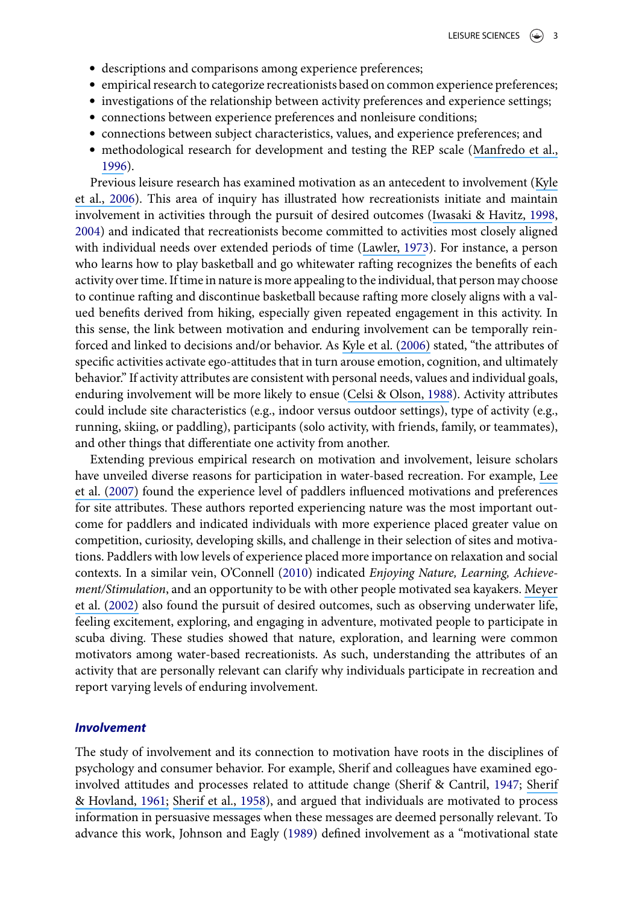- descriptions and comparisons among experience preferences;
- empirical research to categorize recreationists based on common experience preferences;
- investigations of the relationship between activity preferences and experience settings;
- connections between experience preferences and nonleisure conditions;
- connections between subject characteristics, values, and experience preferences; and
- methodological research for development and testing the REP scale (Manfredo et al., 1996).

Previous leisure research has examined motivation as an antecedent to involvement (Kyle et al., 2006). This area of inquiry has illustrated how recreationists initiate and maintain involvement in activities through the pursuit of desired outcomes (Iwasaki & Havitz, 1998, 2004) and indicated that recreationists become committed to activities most closely aligned with individual needs over extended periods of time (Lawler, 1973). For instance, a person who learns how to play basketball and go whitewater rafting recognizes the benefits of each activity over time. If time in nature is more appealing to the individual, that person may choose to continue rafting and discontinue basketball because rafting more closely aligns with a valued benefits derived from hiking, especially given repeated engagement in this activity. In this sense, the link between motivation and enduring involvement can be temporally reinforced and linked to decisions and/or behavior. As Kyle et al. (2006) stated, "the attributes of specific activities activate ego-attitudes that in turn arouse emotion, cognition, and ultimately behavior." If activity attributes are consistent with personal needs, values and individual goals, enduring involvement will be more likely to ensue (Celsi & Olson, 1988). Activity attributes could include site characteristics (e.g., indoor versus outdoor settings), type of activity (e.g., running, skiing, or paddling), participants (solo activity, with friends, family, or teammates), and other things that differentiate one activity from another.

Extending previous empirical research on motivation and involvement, leisure scholars have unveiled diverse reasons for participation in water-based recreation. For example, Lee et al. (2007) found the experience level of paddlers influenced motivations and preferences for site attributes. These authors reported experiencing nature was the most important outcome for paddlers and indicated individuals with more experience placed greater value on competition, curiosity, developing skills, and challenge in their selection of sites and motivations. Paddlers with low levels of experience placed more importance on relaxation and social contexts. In a similar vein, O'Connell (2010) indicated *Enjoying Nature, Learning, Achievement/Stimulation*, and an opportunity to be with other people motivated sea kayakers. Meyer et al. (2002) also found the pursuit of desired outcomes, such as observing underwater life, feeling excitement, exploring, and engaging in adventure, motivated people to participate in scuba diving. These studies showed that nature, exploration, and learning were common motivators among water-based recreationists. As such, understanding the attributes of an activity that are personally relevant can clarify why individuals participate in recreation and report varying levels of enduring involvement.

### *Involvement*

The study of involvement and its connection to motivation have roots in the disciplines of psychology and consumer behavior. For example, Sherif and colleagues have examined ego-involved attitudes and processes related to attitude change (Sherif & Cantril, 1947; Sherif & Hovland, 1961; Sherif et al., 1958), and argued that individuals are motivated to process information in persuasive messages when these messages are deemed personally relevant. To advance this work, Johnson and Eagly (1989) defined involvement as a "motivational state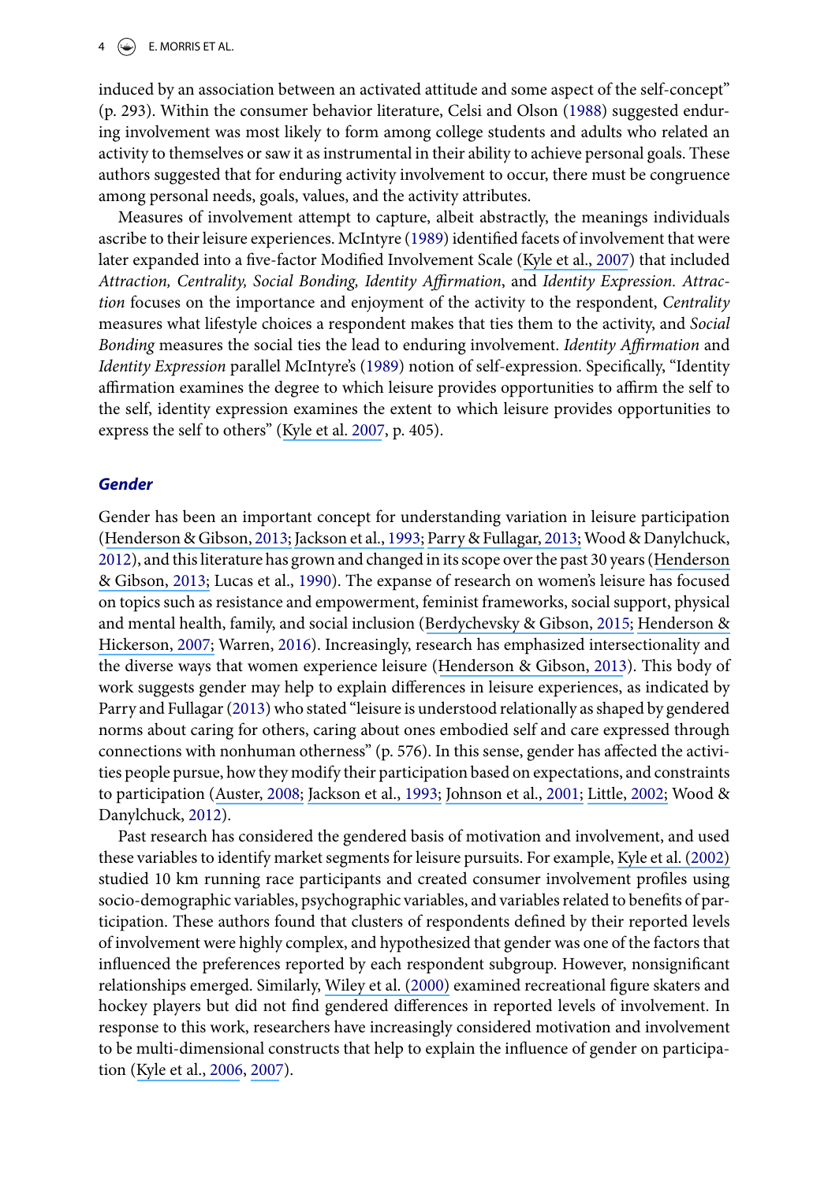induced by an association between an activated attitude and some aspect of the self-concept" (p. 293). Within the consumer behavior literature, Celsi and Olson (1988) suggested enduring involvement was most likely to form among college students and adults who related an activity to themselves or saw it as instrumental in their ability to achieve personal goals. These authors suggested that for enduring activity involvement to occur, there must be congruence among personal needs, goals, values, and the activity attributes.

Measures of involvement attempt to capture, albeit abstractly, the meanings individuals ascribe to their leisure experiences. McIntyre (1989) identified facets of involvement that were later expanded into a five-factor Modified Involvement Scale (Kyle et al., 2007) that included *Attraction, Centrality, Social Bonding, Identity Affirmation*, and *Identity Expression*. *Attraction* focuses on the importance and enjoyment of the activity to the respondent, *Centrality* measures what lifestyle choices a respondent makes that ties them to the activity, and *Social Bonding* measures the social ties the lead to enduring involvement. *Identity Affirmation* and *Identity Expression* parallel McIntyre's (1989) notion of self-expression. Specifically, "Identity affirmation examines the degree to which leisure provides opportunities to affirm the self to the self, identity expression examines the extent to which leisure provides opportunities to express the self to others" (Kyle et al. 2007, p. 405).

## Gender

Gender has been an important concept for understanding variation in leisure participation (Henderson & Gibson, 2013; Jackson et al., 1993; Parry & Fullagar, 2013; Wood & Danylchuck, 2012), and this literature has grown and changed in its scope over the past 30 years (Henderson & Gibson, 2013; Lucas et al., 1990). The expanse of research on women's leisure has focused on topics such as resistance and empowerment, feminist frameworks, social support, physical and mental health, family, and social inclusion (Berdychevsky & Gibson, 2015; Henderson & Hickerson, 2007; Warren, 2016). Increasingly, research has emphasized intersectionality and the diverse ways that women experience leisure (Henderson & Gibson, 2013). This body of work suggests gender may help to explain differences in leisure experiences, as indicated by Parry and Fullagar (2013) who stated "leisure is understood relationally as shaped by gendered norms about caring for others, caring about ones embodied self and care expressed through connections with nonhuman otherness" (p. 576). In this sense, gender has affected the activities people pursue, how they modify their participation based on expectations, and constraints to participation (Auster, 2008; Jackson et al., 1993; Johnson et al., 2001; Little, 2002; Wood & Danylchuck, 2012).

Past research has considered the gendered basis of motivation and involvement, and used these variables to identify market segments for leisure pursuits. For example, Kyle et al. (2002) studied 10 km running race participants and created consumer involvement profiles using socio-demographic variables, psychographic variables, and variables related to benefits of participation. These authors found that clusters of respondents defined by their reported levels of involvement were highly complex, and hypothesized that gender was one of the factors that influenced the preferences reported by each respondent subgroup. However, nonsignificant relationships emerged. Similarly, Wiley et al. (2000) examined recreational figure skaters and hockey players but did not find gendered differences in reported levels of involvement. In response to this work, researchers have increasingly considered motivation and involvement to be multi-dimensional constructs that help to explain the influence of gender on participation (Kyle et al., 2006, 2007).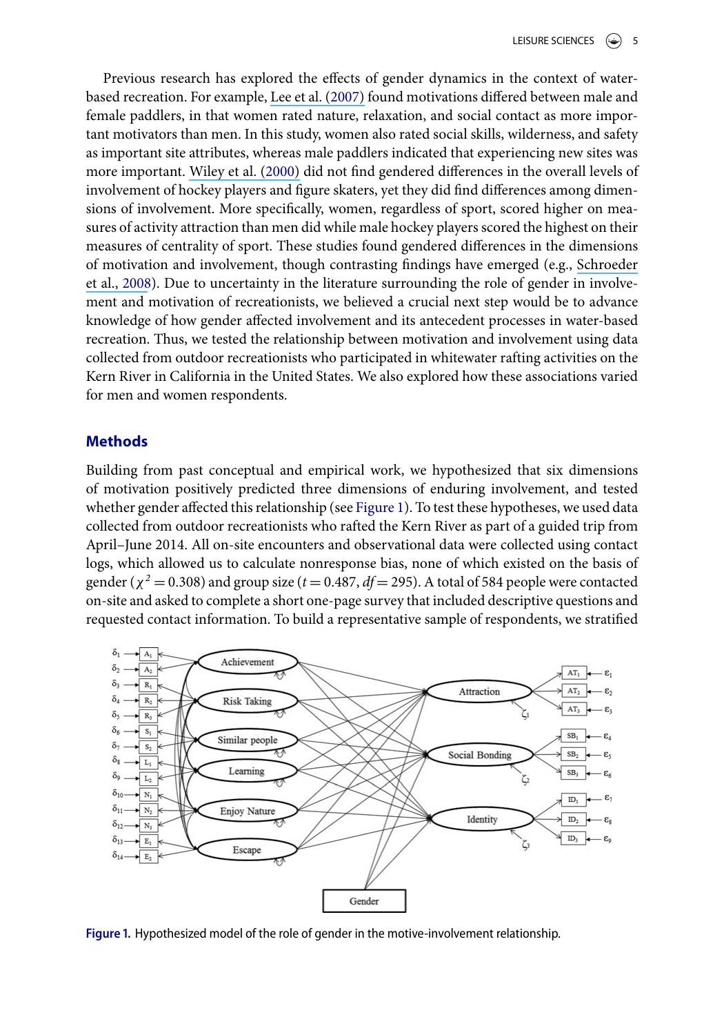Previous research has explored the effects of gender dynamics in the context of water-based recreation. For example, Lee et al. (2007) found motivations differed between male and female paddlers, in that women rated nature, relaxation, and social contact as more important motivators than men. In this study, women also rated social skills, wilderness, and safety as important site attributes, whereas male paddlers indicated that experiencing new sites was more important. Wiley et al. (2000) did not find gendered differences in the overall levels of involvement of hockey players and figure skaters, yet they did find differences among dimensions of involvement. More specifically, women, regardless of sport, scored higher on measures of activity attraction than men did while male hockey players scored the highest on their measures of centrality of sport. These studies found gendered differences in the dimensions of motivation and involvement, though contrasting findings have emerged (e.g., Schroeder et al., 2008). Due to uncertainty in the literature surrounding the role of gender in involvement and motivation of recreationists, we believed a crucial next step would be to advance knowledge of how gender affected involvement and its antecedent processes in water-based recreation. Thus, we tested the relationship between motivation and involvement using data collected from outdoor recreationists who participated in whitewater rafting activities on the Kern River in California in the United States. We also explored how these associations varied for men and women respondents.

## Methods

Building from past conceptual and empirical work, we hypothesized that six dimensions of motivation positively predicted three dimensions of enduring involvement, and tested whether gender affected this relationship (see Figure 1). To test these hypotheses, we used data collected from outdoor recreationists who rafted the Kern River as part of a guided trip from April–June 2014. All on-site encounters and observational data were collected using contact logs, which allowed us to calculate nonresponse bias, none of which existed on the basis of gender ($\chi^2 = 0.308$) and group size ($t = 0.487$, $df = 295$). A total of 584 people were contacted on-site and asked to complete a short one-page survey that included descriptive questions and requested contact information. To build a representative sample of respondents, we stratified

**Figure 1.** Hypothesized model of the role of gender in the motive-involvement relationship.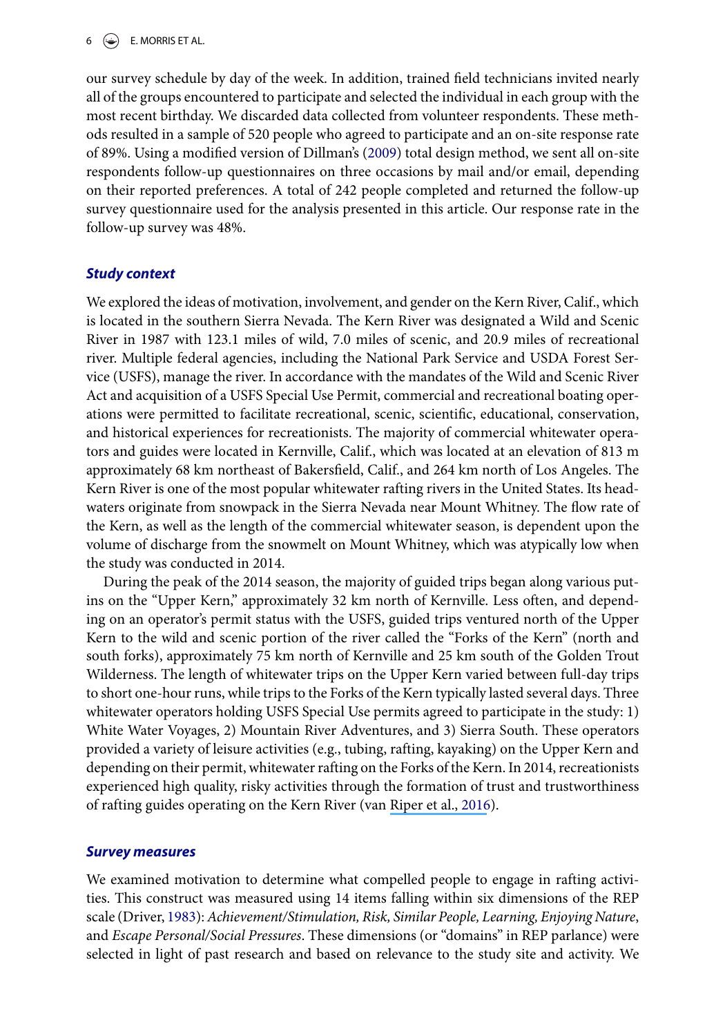our survey schedule by day of the week. In addition, trained field technicians invited nearly all of the groups encountered to participate and selected the individual in each group with the most recent birthday. We discarded data collected from volunteer respondents. These methods resulted in a sample of 520 people who agreed to participate and an on-site response rate of 89%. Using a modified version of Dillman's (2009) total design method, we sent all on-site respondents follow-up questionnaires on three occasions by mail and/or email, depending on their reported preferences. A total of 242 people completed and returned the follow-up survey questionnaire used for the analysis presented in this article. Our response rate in the follow-up survey was 48%.

### *Study context*

We explored the ideas of motivation, involvement, and gender on the Kern River, Calif., which is located in the southern Sierra Nevada. The Kern River was designated a Wild and Scenic River in 1987 with 123.1 miles of wild, 7.0 miles of scenic, and 20.9 miles of recreational river. Multiple federal agencies, including the National Park Service and USDA Forest Service (USFS), manage the river. In accordance with the mandates of the Wild and Scenic River Act and acquisition of a USFS Special Use Permit, commercial and recreational boating operations were permitted to facilitate recreational, scenic, scientific, educational, conservation, and historical experiences for recreationists. The majority of commercial whitewater operators and guides were located in Kernville, Calif., which was located at an elevation of 813 m approximately 68 km northeast of Bakersfield, Calif., and 264 km north of Los Angeles. The Kern River is one of the most popular whitewater rafting rivers in the United States. Its headwaters originate from snowpack in the Sierra Nevada near Mount Whitney. The flow rate of the Kern, as well as the length of the commercial whitewater season, is dependent upon the volume of discharge from the snowmelt on Mount Whitney, which was atypically low when the study was conducted in 2014.

During the peak of the 2014 season, the majority of guided trips began along various put-ins on the "Upper Kern," approximately 32 km north of Kernville. Less often, and depending on an operator's permit status with the USFS, guided trips ventured north of the Upper Kern to the wild and scenic portion of the river called the "Forks of the Kern" (north and south forks), approximately 75 km north of Kernville and 25 km south of the Golden Trout Wilderness. The length of whitewater trips on the Upper Kern varied between full-day trips to short one-hour runs, while trips to the Forks of the Kern typically lasted several days. Three whitewater operators holding USFS Special Use permits agreed to participate in the study: 1) White Water Voyages, 2) Mountain River Adventures, and 3) Sierra South. These operators provided a variety of leisure activities (e.g., tubing, rafting, kayaking) on the Upper Kern and depending on their permit, whitewater rafting on the Forks of the Kern. In 2014, recreationists experienced high quality, risky activities through the formation of trust and trustworthiness of rafting guides operating on the Kern River (van Riper et al., 2016).

### *Survey measures*

We examined motivation to determine what compelled people to engage in rafting activities. This construct was measured using 14 items falling within six dimensions of the REP scale (Driver, 1983): *Achievement/Stimulation, Risk, Similar People, Learning, Enjoying Nature*, and *Escape Personal/Social Pressures*. These dimensions (or "domains" in REP parlance) were selected in light of past research and based on relevance to the study site and activity. We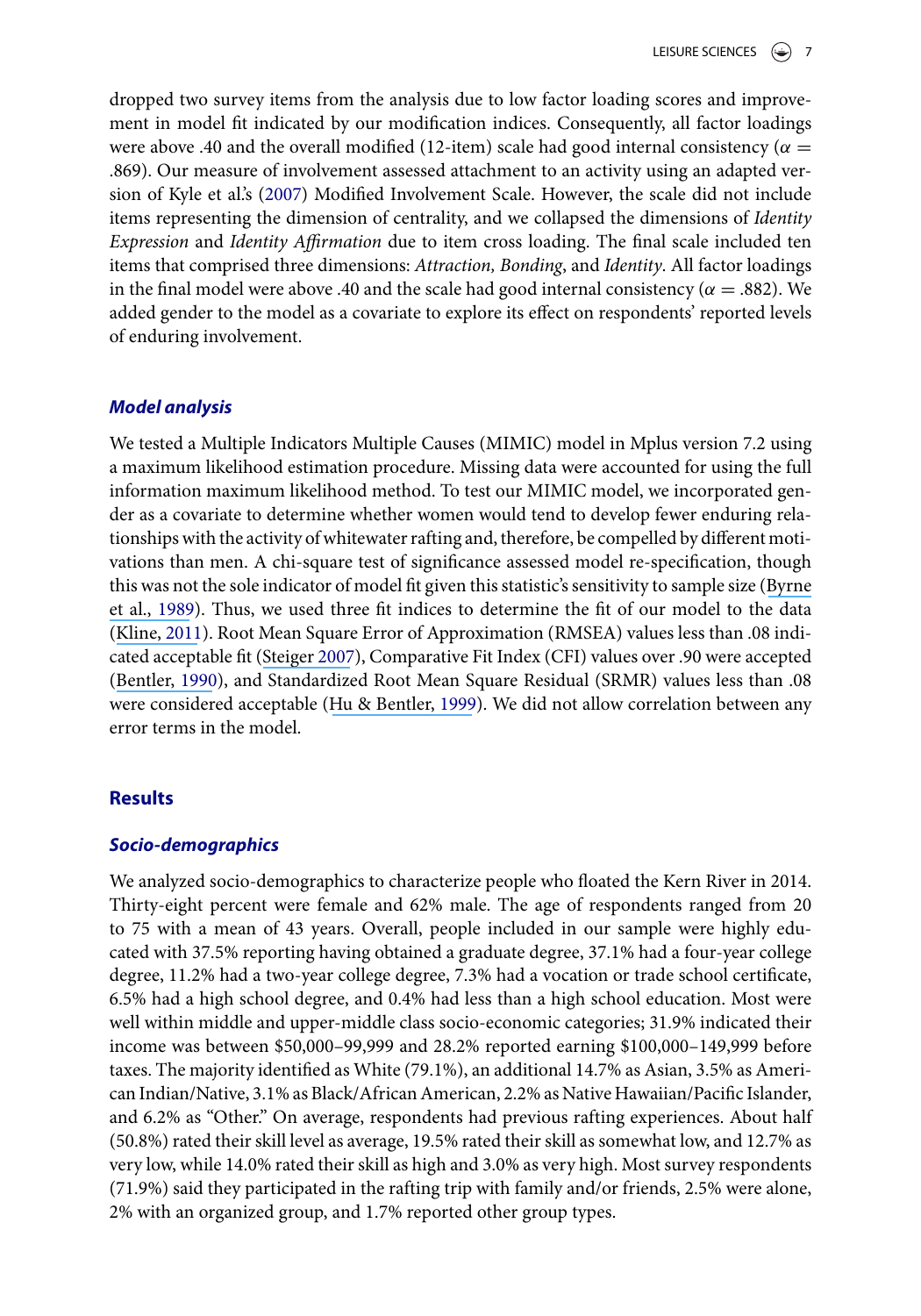dropped two survey items from the analysis due to low factor loading scores and improvement in model fit indicated by our modification indices. Consequently, all factor loadings were above .40 and the overall modified (12-item) scale had good internal consistency ($\alpha =$ .869). Our measure of involvement assessed attachment to an activity using an adapted version of Kyle et al.'s (2007) Modified Involvement Scale. However, the scale did not include items representing the dimension of centrality, and we collapsed the dimensions of *Identity Expression* and *Identity Affirmation* due to item cross loading. The final scale included ten items that comprised three dimensions: *Attraction, Bonding*, and *Identity*. All factor loadings in the final model were above .40 and the scale had good internal consistency ($\alpha = .882$). We added gender to the model as a covariate to explore its effect on respondents' reported levels of enduring involvement.

### *Model analysis*

We tested a Multiple Indicators Multiple Causes (MIMIC) model in Mplus version 7.2 using a maximum likelihood estimation procedure. Missing data were accounted for using the full information maximum likelihood method. To test our MIMIC model, we incorporated gender as a covariate to determine whether women would tend to develop fewer enduring relationships with the activity of whitewater rafting and, therefore, be compelled by different motivations than men. A chi-square test of significance assessed model re-specification, though this was not the sole indicator of model fit given this statistic's sensitivity to sample size (Byrne et al., 1989). Thus, we used three fit indices to determine the fit of our model to the data (Kline, 2011). Root Mean Square Error of Approximation (RMSEA) values less than .08 indicated acceptable fit (Steiger 2007), Comparative Fit Index (CFI) values over .90 were accepted (Bentler, 1990), and Standardized Root Mean Square Residual (SRMR) values less than .08 were considered acceptable (Hu & Bentler, 1999). We did not allow correlation between any error terms in the model.

## Results

### *Socio-demographics*

We analyzed socio-demographics to characterize people who floated the Kern River in 2014. Thirty-eight percent were female and 62% male. The age of respondents ranged from 20 to 75 with a mean of 43 years. Overall, people included in our sample were highly educated with 37.5% reporting having obtained a graduate degree, 37.1% had a four-year college degree, 11.2% had a two-year college degree, 7.3% had a vocation or trade school certificate, 6.5% had a high school degree, and 0.4% had less than a high school education. Most were well within middle and upper-middle class socio-economic categories; 31.9% indicated their income was between $50,000–99,999 and 28.2% reported earning $100,000–149,999 before taxes. The majority identified as White (79.1%), an additional 14.7% as Asian, 3.5% as American Indian/Native, 3.1% as Black/African American, 2.2% as Native Hawaiian/Pacific Islander, and 6.2% as "Other." On average, respondents had previous rafting experiences. About half (50.8%) rated their skill level as average, 19.5% rated their skill as somewhat low, and 12.7% as very low, while 14.0% rated their skill as high and 3.0% as very high. Most survey respondents (71.9%) said they participated in the rafting trip with family and/or friends, 2.5% were alone, 2% with an organized group, and 1.7% reported other group types.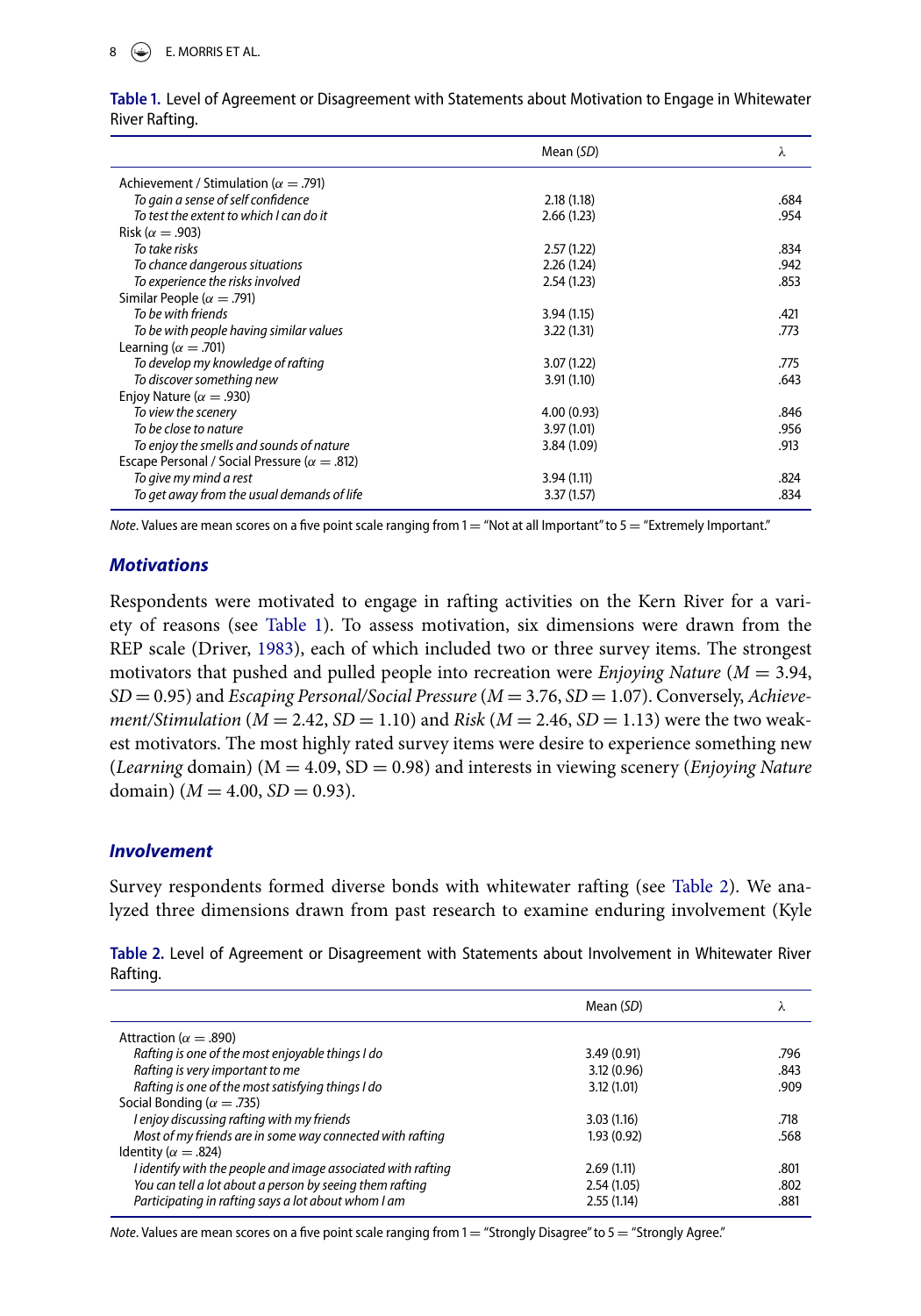**Table 1.** Level of Agreement or Disagreement with Statements about Motivation to Engage in Whitewater River Rafting.

| | Mean (*SD*) | λ |
|---|---|---|
| Achievement / Stimulation ($\alpha = .791$) | | |
| *To gain a sense of self confidence* | 2.18 (1.18) | .684 |
| *To test the extent to which I can do it* | 2.66 (1.23) | .954 |
| Risk ($\alpha = .903$) | | |
| *To take risks* | 2.57 (1.22) | .834 |
| *To chance dangerous situations* | 2.26 (1.24) | .942 |
| *To experience the risks involved* | 2.54 (1.23) | .853 |
| Similar People ($\alpha = .791$) | | |
| *To be with friends* | 3.94 (1.15) | .421 |
| *To be with people having similar values* | 3.22 (1.31) | .773 |
| Learning ($\alpha = .701$) | | |
| *To develop my knowledge of rafting* | 3.07 (1.22) | .775 |
| *To discover something new* | 3.91 (1.10) | .643 |
| Enjoy Nature ($\alpha = .930$) | | |
| *To view the scenery* | 4.00 (0.93) | .846 |
| *To be close to nature* | 3.97 (1.01) | .956 |
| *To enjoy the smells and sounds of nature* | 3.84 (1.09) | .913 |
| Escape Personal / Social Pressure ($\alpha = .812$) | | |
| *To give my mind a rest* | 3.94 (1.11) | .824 |
| *To get away from the usual demands of life* | 3.37 (1.57) | .834 |

*Note.* Values are mean scores on a five point scale ranging from 1 = "Not at all Important" to 5 = "Extremely Important."

## *Motivations*

Respondents were motivated to engage in rafting activities on the Kern River for a variety of reasons (see Table 1). To assess motivation, six dimensions were drawn from the REP scale (Driver, 1983), each of which included two or three survey items. The strongest motivators that pushed and pulled people into recreation were *Enjoying Nature* ($M = 3.94$, $SD = 0.95$) and *Escaping Personal/Social Pressure* ($M = 3.76$, $SD = 1.07$). Conversely, *Achievement/Stimulation* ($M = 2.42$, $SD = 1.10$) and *Risk* ($M = 2.46$, $SD = 1.13$) were the two weakest motivators. The most highly rated survey items were desire to experience something new (*Learning* domain) (M = 4.09, SD = 0.98) and interests in viewing scenery (*Enjoying Nature* domain) ($M = 4.00$, $SD = 0.93$).

## *Involvement*

Survey respondents formed diverse bonds with whitewater rafting (see Table 2). We analyzed three dimensions drawn from past research to examine enduring involvement (Kyle

**Table 2.** Level of Agreement or Disagreement with Statements about Involvement in Whitewater River Rafting.

| | Mean (*SD*) | λ |
|---|---|---|
| Attraction ($\alpha = .890$) | | |
| *Rafting is one of the most enjoyable things I do* | 3.49 (0.91) | .796 |
| *Rafting is very important to me* | 3.12 (0.96) | .843 |
| *Rafting is one of the most satisfying things I do* | 3.12 (1.01) | .909 |
| Social Bonding ($\alpha = .735$) | | |
| *I enjoy discussing rafting with my friends* | 3.03 (1.16) | .718 |
| *Most of my friends are in some way connected with rafting* | 1.93 (0.92) | .568 |
| Identity ($\alpha = .824$) | | |
| *I identify with the people and image associated with rafting* | 2.69 (1.11) | .801 |
| *You can tell a lot about a person by seeing them rafting* | 2.54 (1.05) | .802 |
| *Participating in rafting says a lot about whom I am* | 2.55 (1.14) | .881 |

*Note.* Values are mean scores on a five point scale ranging from 1 = "Strongly Disagree" to 5 = "Strongly Agree."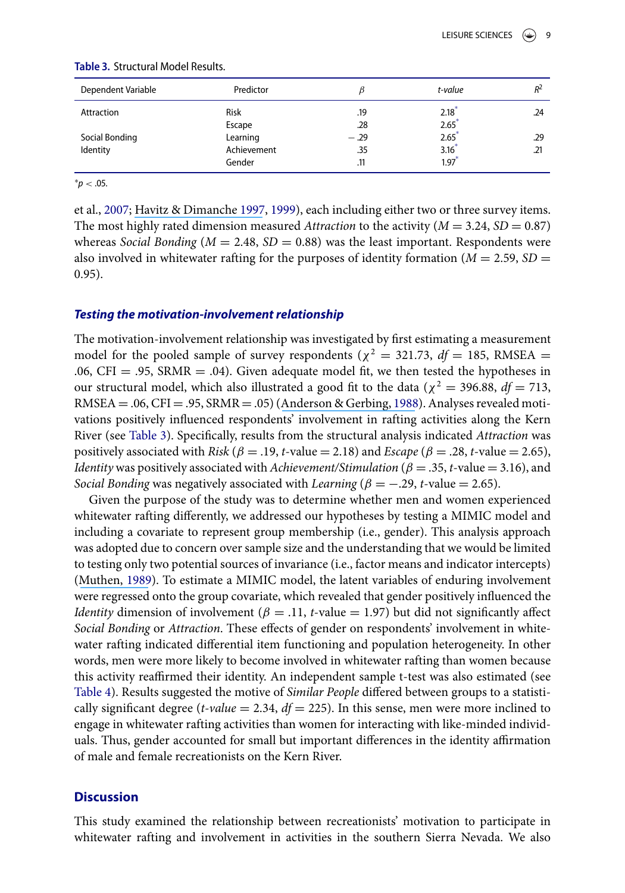**Table 3.** Structural Model Results.

| Dependent Variable | Predictor | $\beta$ | *t-value* | $R^2$ |
|---|---|---|---|---|
| Attraction | Risk | .19 | 2.18* | .24 |
| | Escape | .28 | 2.65* | |
| Social Bonding | Learning | − .29 | 2.65* | .29 |
| Identity | Achievement | .35 | 3.16* | .21 |
| | Gender | .11 | 1.97* | |

*$p < .05$.

et al., 2007; Havitz & Dimanche 1997, 1999), each including either two or three survey items. The most highly rated dimension measured *Attraction* to the activity ($M = 3.24$, $SD = 0.87$) whereas *Social Bonding* ($M = 2.48$, $SD = 0.88$) was the least important. Respondents were also involved in whitewater rafting for the purposes of identity formation ($M = 2.59$, $SD = 0.95$).

### *Testing the motivation-involvement relationship*

The motivation-involvement relationship was investigated by first estimating a measurement model for the pooled sample of survey respondents ($\chi^2 = 321.73$, $df = 185$, RMSEA = .06, CFI = .95, SRMR = .04). Given adequate model fit, we then tested the hypotheses in our structural model, which also illustrated a good fit to the data ($\chi^2 = 396.88$, $df = 713$, RMSEA = .06, CFI = .95, SRMR = .05) (Anderson & Gerbing, 1988). Analyses revealed motivations positively influenced respondents' involvement in rafting activities along the Kern River (see Table 3). Specifically, results from the structural analysis indicated *Attraction* was positively associated with *Risk* ($\beta = .19$, *t*-value = 2.18) and *Escape* ($\beta = .28$, *t*-value = 2.65), *Identity* was positively associated with *Achievement/Stimulation* ($\beta = .35$, *t*-value = 3.16), and *Social Bonding* was negatively associated with *Learning* ($\beta = -.29$, *t*-value = 2.65).

Given the purpose of the study was to determine whether men and women experienced whitewater rafting differently, we addressed our hypotheses by testing a MIMIC model and including a covariate to represent group membership (i.e., gender). This analysis approach was adopted due to concern over sample size and the understanding that we would be limited to testing only two potential sources of invariance (i.e., factor means and indicator intercepts) (Muthen, 1989). To estimate a MIMIC model, the latent variables of enduring involvement were regressed onto the group covariate, which revealed that gender positively influenced the *Identity* dimension of involvement ($\beta = .11$, *t*-value = 1.97) but did not significantly affect *Social Bonding* or *Attraction*. These effects of gender on respondents' involvement in whitewater rafting indicated differential item functioning and population heterogeneity. In other words, men were more likely to become involved in whitewater rafting than women because this activity reaffirmed their identity. An independent sample t-test was also estimated (see Table 4). Results suggested the motive of *Similar People* differed between groups to a statistically significant degree (*t-value* = 2.34, $df = 225$). In this sense, men were more inclined to engage in whitewater rafting activities than women for interacting with like-minded individuals. Thus, gender accounted for small but important differences in the identity affirmation of male and female recreationists on the Kern River.

## Discussion

This study examined the relationship between recreationists' motivation to participate in whitewater rafting and involvement in activities in the southern Sierra Nevada. We also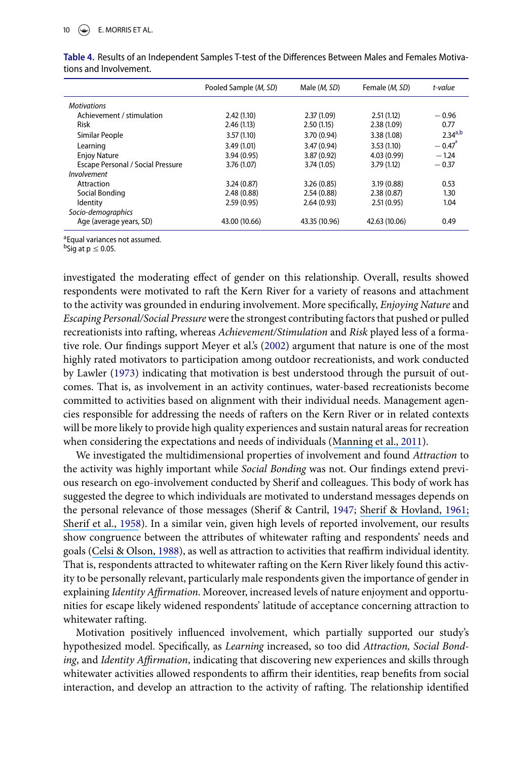**Table 4.** Results of an Independent Samples T-test of the Differences Between Males and Females Motivations and Involvement.

| | Pooled Sample (*M, SD*) | Male (*M, SD*) | Female (*M, SD*) | *t-value* |
|---|---|---|---|---|
| *Motivations* | | | | |
| Achievement / stimulation | 2.42 (1.10) | 2.37 (1.09) | 2.51 (1.12) | − 0.96 |
| Risk | 2.46 (1.13) | 2.50 (1.15) | 2.38 (1.09) | 0.77 |
| Similar People | 3.57 (1.10) | 3.70 (0.94) | 3.38 (1.08) | 2.34[a,b] |
| Learning | 3.49 (1.01) | 3.47 (0.94) | 3.53 (1.10) | − 0.47[a] |
| Enjoy Nature | 3.94 (0.95) | 3.87 (0.92) | 4.03 (0.99) | − 1.24 |
| Escape Personal / Social Pressure | 3.76 (1.07) | 3.74 (1.05) | 3.79 (1.12) | − 0.37 |
| *Involvement* | | | | |
| Attraction | 3.24 (0.87) | 3.26 (0.85) | 3.19 (0.88) | 0.53 |
| Social Bonding | 2.48 (0.88) | 2.54 (0.88) | 2.38 (0.87) | 1.30 |
| Identity | 2.59 (0.95) | 2.64 (0.93) | 2.51 (0.95) | 1.04 |
| *Socio-demographics* | | | | |
| Age (average years, SD) | 43.00 (10.66) | 43.35 (10.96) | 42.63 (10.06) | 0.49 |

[a]Equal variances not assumed.
[b]Sig at $p \leq 0.05$.

investigated the moderating effect of gender on this relationship. Overall, results showed respondents were motivated to raft the Kern River for a variety of reasons and attachment to the activity was grounded in enduring involvement. More specifically, *Enjoying Nature* and *Escaping Personal/Social Pressure* were the strongest contributing factors that pushed or pulled recreationists into rafting, whereas *Achievement/Stimulation* and *Risk* played less of a formative role. Our findings support Meyer et al.'s (2002) argument that nature is one of the most highly rated motivators to participation among outdoor recreationists, and work conducted by Lawler (1973) indicating that motivation is best understood through the pursuit of outcomes. That is, as involvement in an activity continues, water-based recreationists become committed to activities based on alignment with their individual needs. Management agencies responsible for addressing the needs of rafters on the Kern River or in related contexts will be more likely to provide high quality experiences and sustain natural areas for recreation when considering the expectations and needs of individuals (Manning et al., 2011).

We investigated the multidimensional properties of involvement and found *Attraction* to the activity was highly important while *Social Bonding* was not. Our findings extend previous research on ego-involvement conducted by Sherif and colleagues. This body of work has suggested the degree to which individuals are motivated to understand messages depends on the personal relevance of those messages (Sherif & Cantril, 1947; Sherif & Hovland, 1961; Sherif et al., 1958). In a similar vein, given high levels of reported involvement, our results show congruence between the attributes of whitewater rafting and respondents' needs and goals (Celsi & Olson, 1988), as well as attraction to activities that reaffirm individual identity. That is, respondents attracted to whitewater rafting on the Kern River likely found this activity to be personally relevant, particularly male respondents given the importance of gender in explaining *Identity Affirmation*. Moreover, increased levels of nature enjoyment and opportunities for escape likely widened respondents' latitude of acceptance concerning attraction to whitewater rafting.

Motivation positively influenced involvement, which partially supported our study's hypothesized model. Specifically, as *Learning* increased, so too did *Attraction, Social Bonding*, and *Identity Affirmation*, indicating that discovering new experiences and skills through whitewater activities allowed respondents to affirm their identities, reap benefits from social interaction, and develop an attraction to the activity of rafting. The relationship identified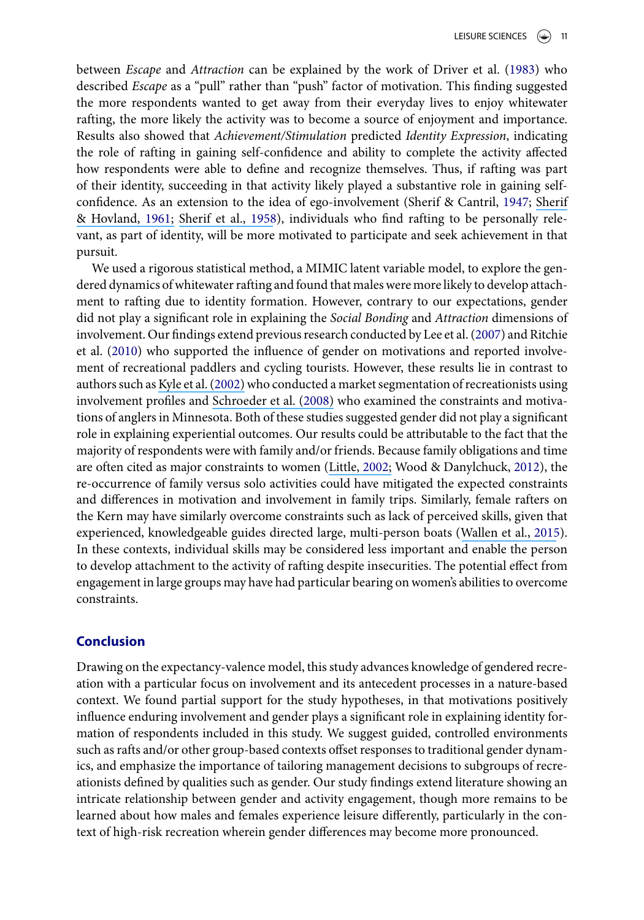between *Escape* and *Attraction* can be explained by the work of Driver et al. (1983) who described *Escape* as a "pull" rather than "push" factor of motivation. This finding suggested the more respondents wanted to get away from their everyday lives to enjoy whitewater rafting, the more likely the activity was to become a source of enjoyment and importance. Results also showed that *Achievement/Stimulation* predicted *Identity Expression*, indicating the role of rafting in gaining self-confidence and ability to complete the activity affected how respondents were able to define and recognize themselves. Thus, if rafting was part of their identity, succeeding in that activity likely played a substantive role in gaining self-confidence. As an extension to the idea of ego-involvement (Sherif & Cantril, 1947; Sherif & Hovland, 1961; Sherif et al., 1958), individuals who find rafting to be personally relevant, as part of identity, will be more motivated to participate and seek achievement in that pursuit.

We used a rigorous statistical method, a MIMIC latent variable model, to explore the gendered dynamics of whitewater rafting and found that males were more likely to develop attachment to rafting due to identity formation. However, contrary to our expectations, gender did not play a significant role in explaining the *Social Bonding* and *Attraction* dimensions of involvement. Our findings extend previous research conducted by Lee et al. (2007) and Ritchie et al. (2010) who supported the influence of gender on motivations and reported involvement of recreational paddlers and cycling tourists. However, these results lie in contrast to authors such as Kyle et al. (2002) who conducted a market segmentation of recreationists using involvement profiles and Schroeder et al. (2008) who examined the constraints and motivations of anglers in Minnesota. Both of these studies suggested gender did not play a significant role in explaining experiential outcomes. Our results could be attributable to the fact that the majority of respondents were with family and/or friends. Because family obligations and time are often cited as major constraints to women (Little, 2002; Wood & Danylchuck, 2012), the re-occurrence of family versus solo activities could have mitigated the expected constraints and differences in motivation and involvement in family trips. Similarly, female rafters on the Kern may have similarly overcome constraints such as lack of perceived skills, given that experienced, knowledgeable guides directed large, multi-person boats (Wallen et al., 2015). In these contexts, individual skills may be considered less important and enable the person to develop attachment to the activity of rafting despite insecurities. The potential effect from engagement in large groups may have had particular bearing on women's abilities to overcome constraints.

## Conclusion

Drawing on the expectancy-valence model, this study advances knowledge of gendered recreation with a particular focus on involvement and its antecedent processes in a nature-based context. We found partial support for the study hypotheses, in that motivations positively influence enduring involvement and gender plays a significant role in explaining identity formation of respondents included in this study. We suggest guided, controlled environments such as rafts and/or other group-based contexts offset responses to traditional gender dynamics, and emphasize the importance of tailoring management decisions to subgroups of recreationists defined by qualities such as gender. Our study findings extend literature showing an intricate relationship between gender and activity engagement, though more remains to be learned about how males and females experience leisure differently, particularly in the context of high-risk recreation wherein gender differences may become more pronounced.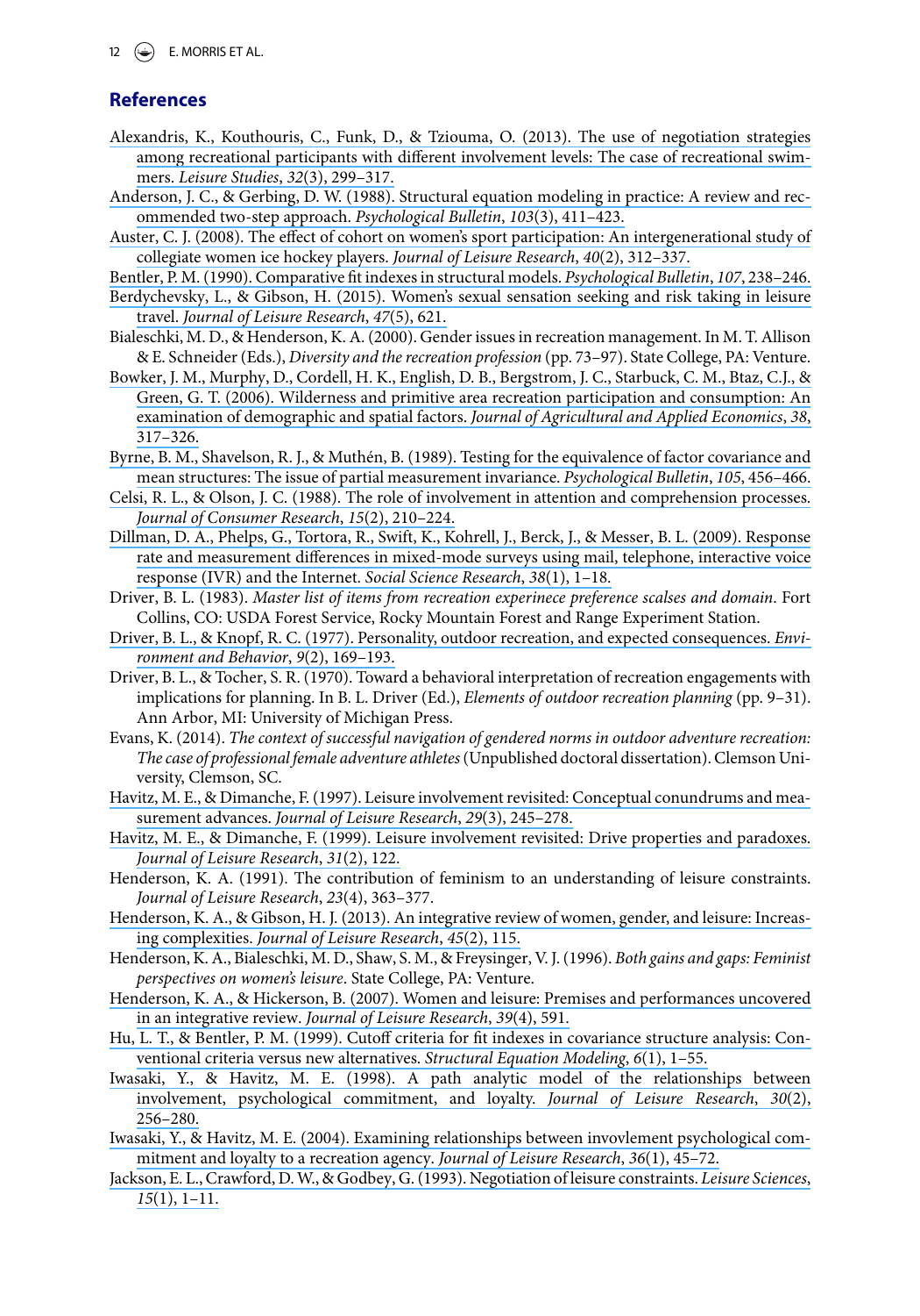## References

Alexandris, K., Kouthouris, C., Funk, D., & Tzioumа, O. (2013). The use of negotiation strategies among recreational participants with different involvement levels: The case of recreational swimmers. *Leisure Studies*, *32*(3), 299–317.

Anderson, J. C., & Gerbing, D. W. (1988). Structural equation modeling in practice: A review and recommended two-step approach. *Psychological Bulletin*, *103*(3), 411–423.

Auster, C. J. (2008). The effect of cohort on women's sport participation: An intergenerational study of collegiate women ice hockey players. *Journal of Leisure Research*, *40*(2), 312–337.

Bentler, P. M. (1990). Comparative fit indexes in structural models. *Psychological Bulletin*, *107*, 238–246.

Berdychevsky, L., & Gibson, H. (2015). Women's sexual sensation seeking and risk taking in leisure travel. *Journal of Leisure Research*, *47*(5), 621.

Bialeschki, M. D., & Henderson, K. A. (2000). Gender issues in recreation management. In M. T. Allison & E. Schneider (Eds.), *Diversity and the recreation profession* (pp. 73–97). State College, PA: Venture.

Bowker, J. M., Murphy, D., Cordell, H. K., English, D. B., Bergstrom, J. C., Starbuck, C. M., Btaz, C.J., & Green, G. T. (2006). Wilderness and primitive area recreation participation and consumption: An examination of demographic and spatial factors. *Journal of Agricultural and Applied Economics*, *38*, 317–326.

Byrne, B. M., Shavelson, R. J., & Muthén, B. (1989). Testing for the equivalence of factor covariance and mean structures: The issue of partial measurement invariance. *Psychological Bulletin*, *105*, 456–466.

Celsi, R. L., & Olson, J. C. (1988). The role of involvement in attention and comprehension processes. *Journal of Consumer Research*, *15*(2), 210–224.

Dillman, D. A., Phelps, G., Tortora, R., Swift, K., Kohrell, J., Berck, J., & Messer, B. L. (2009). Response rate and measurement differences in mixed-mode surveys using mail, telephone, interactive voice response (IVR) and the Internet. *Social Science Research*, *38*(1), 1–18.

Driver, B. L. (1983). *Master list of items from recreation experinece preference scalses and domain*. Fort Collins, CO: USDA Forest Service, Rocky Mountain Forest and Range Experiment Station.

Driver, B. L., & Knopf, R. C. (1977). Personality, outdoor recreation, and expected consequences. *Environment and Behavior*, *9*(2), 169–193.

Driver, B. L., & Tocher, S. R. (1970). Toward a behavioral interpretation of recreation engagements with implications for planning. In B. L. Driver (Ed.), *Elements of outdoor recreation planning* (pp. 9–31). Ann Arbor, MI: University of Michigan Press.

Evans, K. (2014). *The context of successful navigation of gendered norms in outdoor adventure recreation: The case of professional female adventure athletes* (Unpublished doctoral dissertation). Clemson University, Clemson, SC.

Havitz, M. E., & Dimanche, F. (1997). Leisure involvement revisited: Conceptual conundrums and measurement advances. *Journal of Leisure Research*, *29*(3), 245–278.

Havitz, M. E., & Dimanche, F. (1999). Leisure involvement revisited: Drive properties and paradoxes. *Journal of Leisure Research*, *31*(2), 122.

Henderson, K. A. (1991). The contribution of feminism to an understanding of leisure constraints. *Journal of Leisure Research*, *23*(4), 363–377.

Henderson, K. A., & Gibson, H. J. (2013). An integrative review of women, gender, and leisure: Increasing complexities. *Journal of Leisure Research*, *45*(2), 115.

Henderson, K. A., Bialeschki, M. D., Shaw, S. M., & Freysinger, V. J. (1996). *Both gains and gaps: Feminist perspectives on women's leisure*. State College, PA: Venture.

Henderson, K. A., & Hickerson, B. (2007). Women and leisure: Premises and performances uncovered in an integrative review. *Journal of Leisure Research*, *39*(4), 591.

Hu, L. T., & Bentler, P. M. (1999). Cutoff criteria for fit indexes in covariance structure analysis: Conventional criteria versus new alternatives. *Structural Equation Modeling*, *6*(1), 1–55.

Iwasaki, Y., & Havitz, M. E. (1998). A path analytic model of the relationships between involvement, psychological commitment, and loyalty. *Journal of Leisure Research*, *30*(2), 256–280.

Iwasaki, Y., & Havitz, M. E. (2004). Examining relationships between invovlement psychological commitment and loyalty to a recreation agency. *Journal of Leisure Research*, *36*(1), 45–72.

Jackson, E. L., Crawford, D. W., & Godbey, G. (1993). Negotiation of leisure constraints. *Leisure Sciences*, *15*(1), 1–11.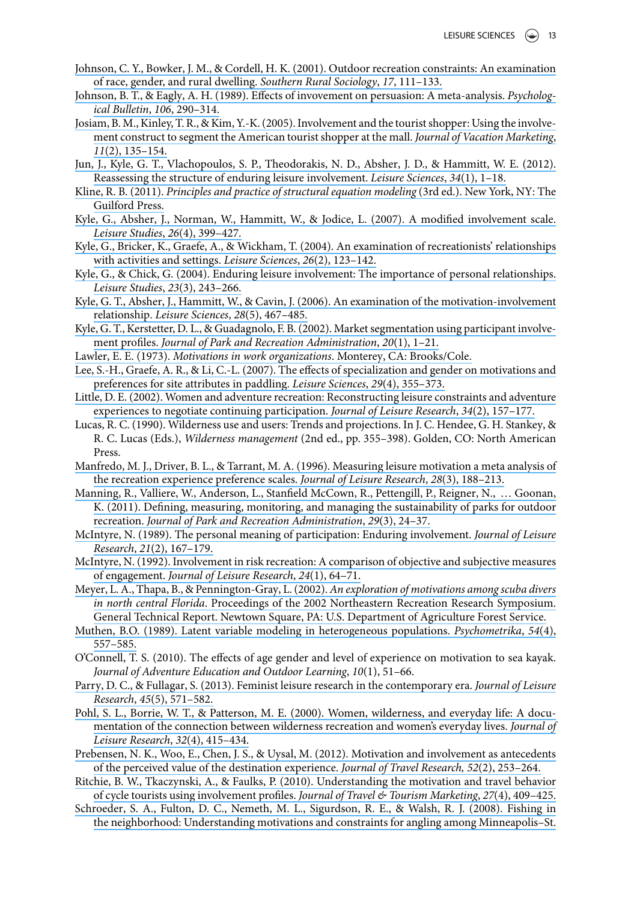Johnson, C. Y., Bowker, J. M., & Cordell, H. K. (2001). Outdoor recreation constraints: An examination of race, gender, and rural dwelling. *Southern Rural Sociology*, *17*, 111–133.

Johnson, B. T., & Eagly, A. H. (1989). Effects of invovement on persuasion: A meta-analysis. *Psychological Bulletin*, *106*, 290–314.

Josiam, B. M., Kinley, T. R., & Kim, Y.-K. (2005). Involvement and the tourist shopper: Using the involvement construct to segment the American tourist shopper at the mall. *Journal of Vacation Marketing*, *11*(2), 135–154.

Jun, J., Kyle, G. T., Vlachopoulos, S. P., Theodorakis, N. D., Absher, J. D., & Hammitt, W. E. (2012). Reassessing the structure of enduring leisure involvement. *Leisure Sciences*, *34*(1), 1–18.

Kline, R. B. (2011). *Principles and practice of structural equation modeling* (3rd ed.). New York, NY: The Guilford Press.

Kyle, G., Absher, J., Norman, W., Hammitt, W., & Jodice, L. (2007). A modified involvement scale. *Leisure Studies*, *26*(4), 399–427.

Kyle, G., Bricker, K., Graefe, A., & Wickham, T. (2004). An examination of recreationists' relationships with activities and settings. *Leisure Sciences*, *26*(2), 123–142.

Kyle, G., & Chick, G. (2004). Enduring leisure involvement: The importance of personal relationships. *Leisure Studies*, *23*(3), 243–266.

Kyle, G. T., Absher, J., Hammitt, W., & Cavin, J. (2006). An examination of the motivation-involvement relationship. *Leisure Sciences*, *28*(5), 467–485.

Kyle, G. T., Kerstetter, D. L., & Guadagnolo, F. B. (2002). Market segmentation using participant involvement profiles. *Journal of Park and Recreation Administration*, *20*(1), 1–21.

Lawler, E. E. (1973). *Motivations in work organizations*. Monterey, CA: Brooks/Cole.

Lee, S.-H., Graefe, A. R., & Li, C.-L. (2007). The effects of specialization and gender on motivations and preferences for site attributes in paddling. *Leisure Sciences*, *29*(4), 355–373.

Little, D. E. (2002). Women and adventure recreation: Reconstructing leisure constraints and adventure experiences to negotiate continuing participation. *Journal of Leisure Research*, *34*(2), 157–177.

Lucas, R. C. (1990). Wilderness use and users: Trends and projections. In J. C. Hendee, G. H. Stankey, & R. C. Lucas (Eds.), *Wilderness management* (2nd ed., pp. 355–398). Golden, CO: North American Press.

Manfredo, M. J., Driver, B. L., & Tarrant, M. A. (1996). Measuring leisure motivation a meta analysis of the recreation experience preference scales. *Journal of Leisure Research*, *28*(3), 188–213.

Manning, R., Valliere, W., Anderson, L., Stanfield McCown, R., Pettengill, P., Reigner, N., … Goonan, K. (2011). Defining, measuring, monitoring, and managing the sustainability of parks for outdoor recreation. *Journal of Park and Recreation Administration*, *29*(3), 24–37.

McIntyre, N. (1989). The personal meaning of participation: Enduring involvement. *Journal of Leisure Research*, *21*(2), 167–179.

McIntyre, N. (1992). Involvement in risk recreation: A comparison of objective and subjective measures of engagement. *Journal of Leisure Research*, *24*(1), 64–71.

Meyer, L. A., Thapa, B., & Pennington-Gray, L. (2002). *An exploration of motivations among scuba divers in north central Florida*. Proceedings of the 2002 Northeastern Recreation Research Symposium. General Technical Report. Newtown Square, PA: U.S. Department of Agriculture Forest Service.

Muthen, B.O. (1989). Latent variable modeling in heterogeneous populations. *Psychometrika*, *54*(4), 557–585.

O'Connell, T. S. (2010). The effects of age gender and level of experience on motivation to sea kayak. *Journal of Adventure Education and Outdoor Learning*, *10*(1), 51–66.

Parry, D. C., & Fullagar, S. (2013). Feminist leisure research in the contemporary era. *Journal of Leisure Research*, *45*(5), 571–582.

Pohl, S. L., Borrie, W. T., & Patterson, M. E. (2000). Women, wilderness, and everyday life: A documentation of the connection between wilderness recreation and women's everyday lives. *Journal of Leisure Research*, *32*(4), 415–434.

Prebensen, N. K., Woo, E., Chen, J. S., & Uysal, M. (2012). Motivation and involvement as antecedents of the perceived value of the destination experience. *Journal of Travel Research, 52*(2), 253–264.

Ritchie, B. W., Tkaczynski, A., & Faulks, P. (2010). Understanding the motivation and travel behavior of cycle tourists using involvement profiles. *Journal of Travel & Tourism Marketing*, *27*(4), 409–425.

Schroeder, S. A., Fulton, D. C., Nemeth, M. L., Sigurdson, R. E., & Walsh, R. J. (2008). Fishing in the neighborhood: Understanding motivations and constraints for angling among Minneapolis–St.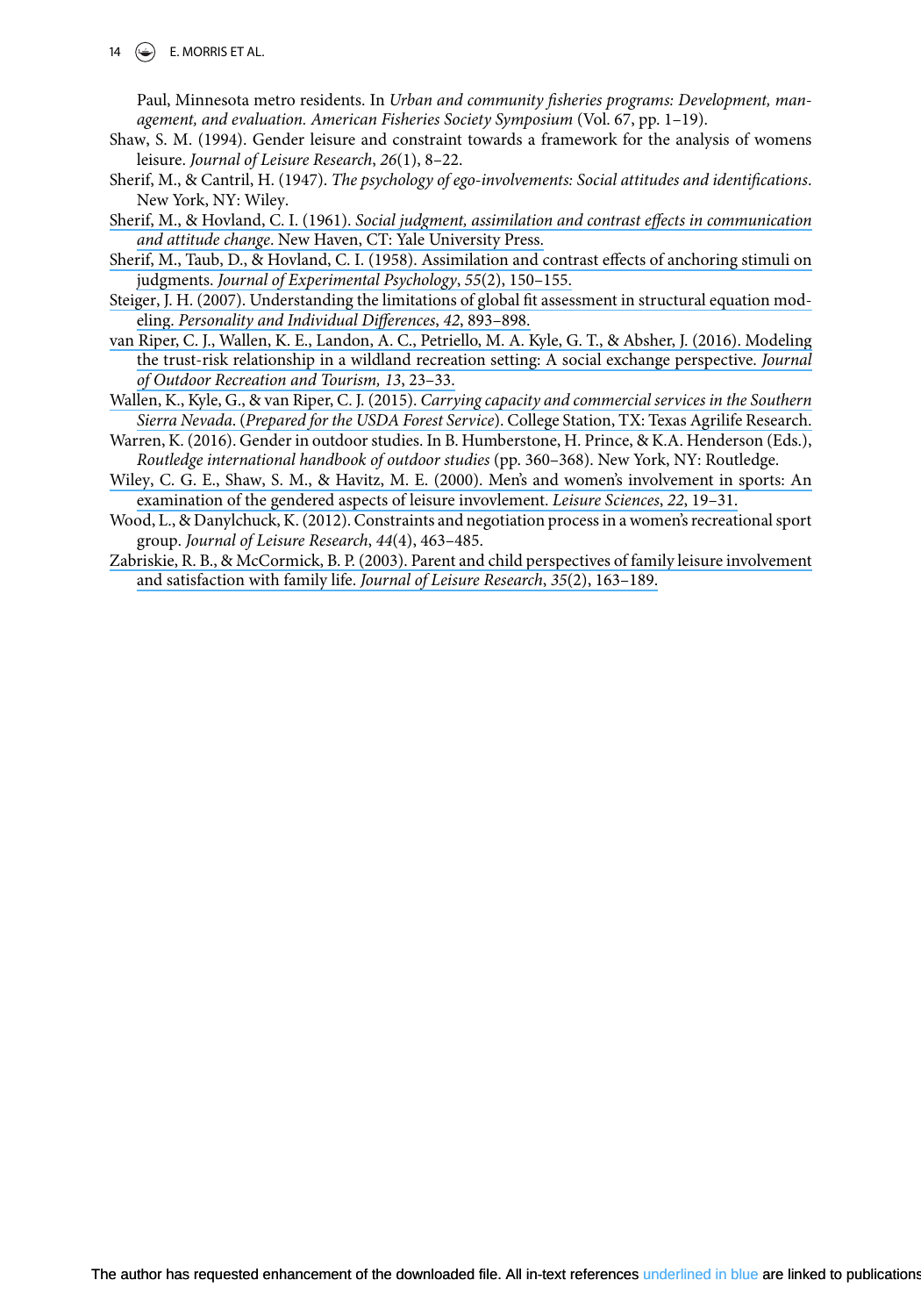Paul, Minnesota metro residents. In *Urban and community fisheries programs: Development, management, and evaluation. American Fisheries Society Symposium* (Vol. 67, pp. 1–19).

Shaw, S. M. (1994). Gender leisure and constraint towards a framework for the analysis of womens leisure. *Journal of Leisure Research*, *26*(1), 8–22.

Sherif, M., & Cantril, H. (1947). *The psychology of ego-involvements: Social attitudes and identifications*. New York, NY: Wiley.

Sherif, M., & Hovland, C. I. (1961). *Social judgment, assimilation and contrast effects in communication and attitude change*. New Haven, CT: Yale University Press.

Sherif, M., Taub, D., & Hovland, C. I. (1958). Assimilation and contrast effects of anchoring stimuli on judgments. *Journal of Experimental Psychology*, *55*(2), 150–155.

Steiger, J. H. (2007). Understanding the limitations of global fit assessment in structural equation modeling. *Personality and Individual Differences*, *42*, 893–898.

van Riper, C. J., Wallen, K. E., Landon, A. C., Petriello, M. A. Kyle, G. T., & Absher, J. (2016). Modeling the trust-risk relationship in a wildland recreation setting: A social exchange perspective. *Journal of Outdoor Recreation and Tourism, 13*, 23–33.

Wallen, K., Kyle, G., & van Riper, C. J. (2015). *Carrying capacity and commercial services in the Southern Sierra Nevada*. (*Prepared for the USDA Forest Service*). College Station, TX: Texas Agrilife Research.

Warren, K. (2016). Gender in outdoor studies. In B. Humberstone, H. Prince, & K.A. Henderson (Eds.), *Routledge international handbook of outdoor studies* (pp. 360–368). New York, NY: Routledge.

Wiley, C. G. E., Shaw, S. M., & Havitz, M. E. (2000). Men's and women's involvement in sports: An examination of the gendered aspects of leisure invovlement. *Leisure Sciences*, *22*, 19–31.

Wood, L., & Danylchuck, K. (2012). Constraints and negotiation process in a women's recreational sport group. *Journal of Leisure Research*, *44*(4), 463–485.

Zabriskie, R. B., & McCormick, B. P. (2003). Parent and child perspectives of family leisure involvement and satisfaction with family life. *Journal of Leisure Research*, *35*(2), 163–189.

The author has requested enhancement of the downloaded file. All in-text references underlined in blue are linked to publications